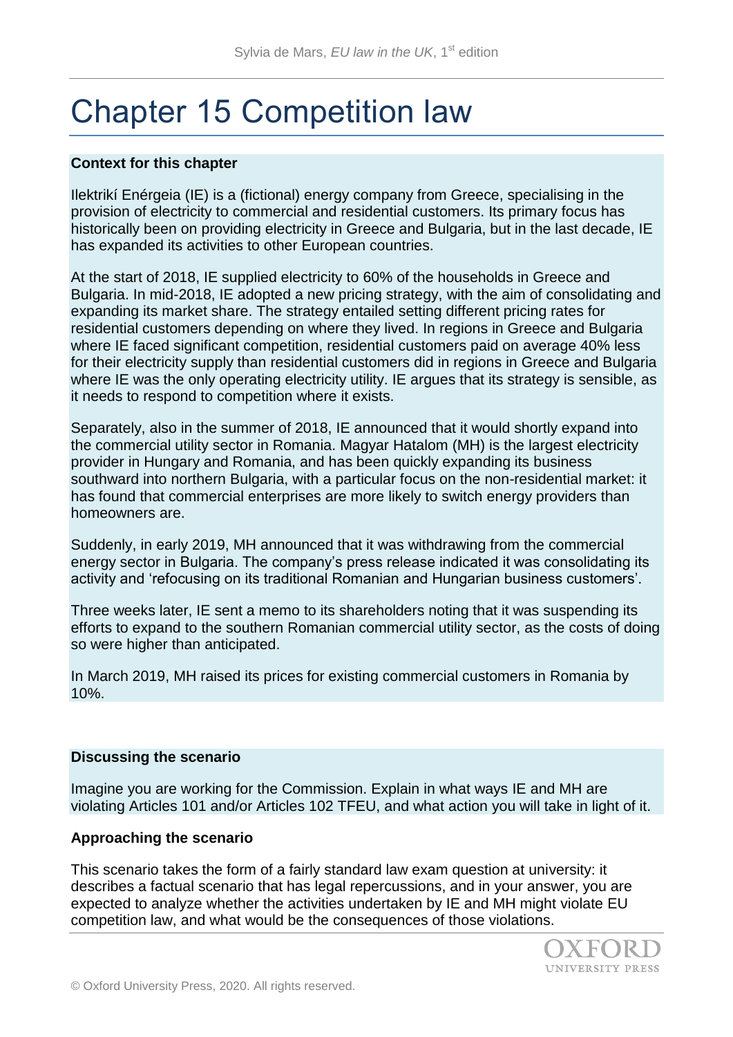# Chapter 15 Competition law

**Context for this chapter**

Ilektrikí Enérgeia (IE) is a (fictional) energy company from Greece, specialising in the provision of electricity to commercial and residential customers. Its primary focus has historically been on providing electricity in Greece and Bulgaria, but in the last decade, IE has expanded its activities to other European countries.

At the start of 2018, IE supplied electricity to 60% of the households in Greece and Bulgaria. In mid-2018, IE adopted a new pricing strategy, with the aim of consolidating and expanding its market share. The strategy entailed setting different pricing rates for residential customers depending on where they lived. In regions in Greece and Bulgaria where IE faced significant competition, residential customers paid on average 40% less for their electricity supply than residential customers did in regions in Greece and Bulgaria where IE was the only operating electricity utility. IE argues that its strategy is sensible, as it needs to respond to competition where it exists.

Separately, also in the summer of 2018, IE announced that it would shortly expand into the commercial utility sector in Romania. Magyar Hatalom (MH) is the largest electricity provider in Hungary and Romania, and has been quickly expanding its business southward into northern Bulgaria, with a particular focus on the non-residential market: it has found that commercial enterprises are more likely to switch energy providers than homeowners are.

Suddenly, in early 2019, MH announced that it was withdrawing from the commercial energy sector in Bulgaria. The company's press release indicated it was consolidating its activity and 'refocusing on its traditional Romanian and Hungarian business customers'.

Three weeks later, IE sent a memo to its shareholders noting that it was suspending its efforts to expand to the southern Romanian commercial utility sector, as the costs of doing so were higher than anticipated.

In March 2019, MH raised its prices for existing commercial customers in Romania by 10%.

**Discussing the scenario**

Imagine you are working for the Commission. Explain in what ways IE and MH are violating Articles 101 and/or Articles 102 TFEU, and what action you will take in light of it.

**Approaching the scenario**

This scenario takes the form of a fairly standard law exam question at university: it describes a factual scenario that has legal repercussions, and in your answer, you are expected to analyze whether the activities undertaken by IE and MH might violate EU competition law, and what would be the consequences of those violations.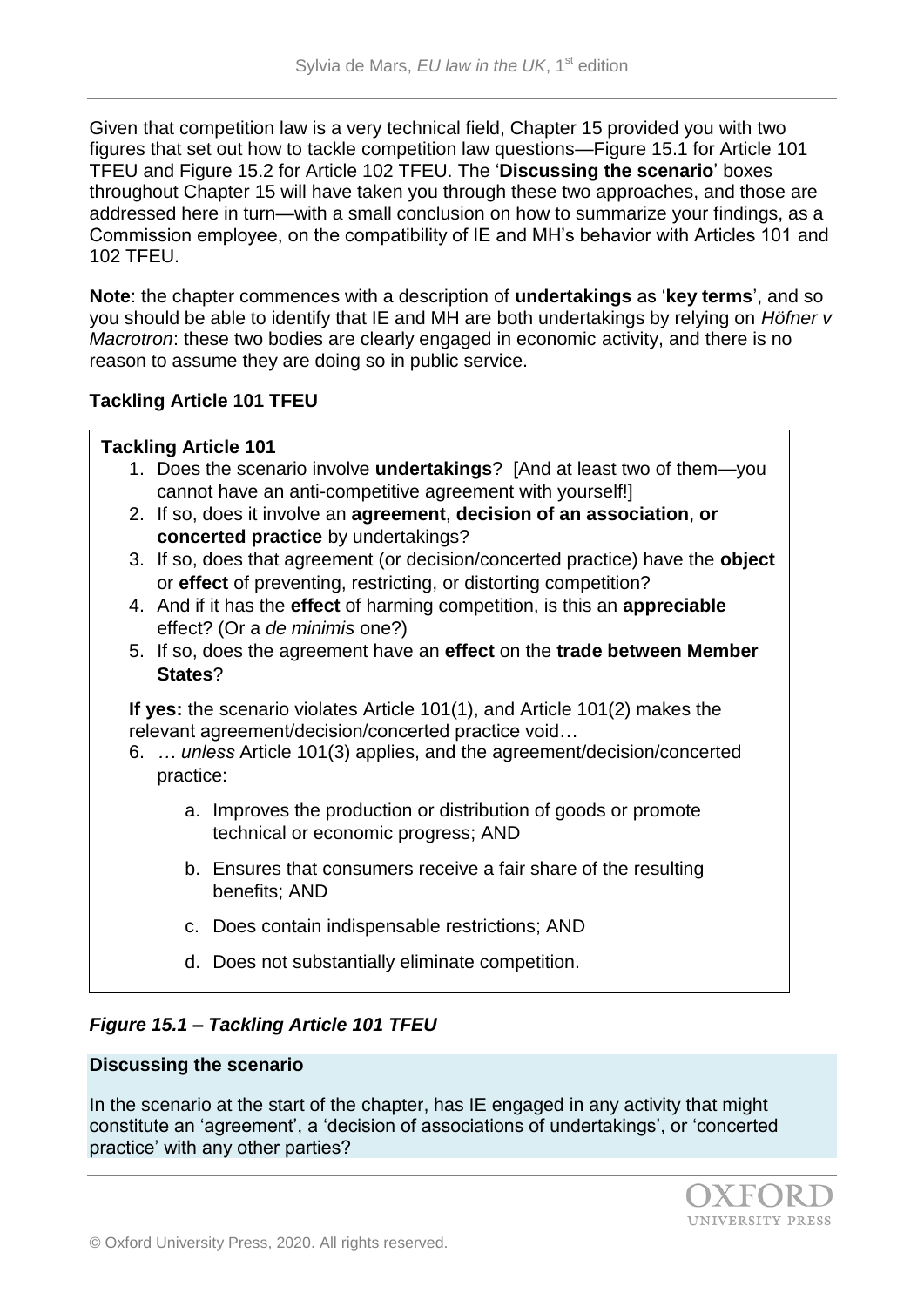Given that competition law is a very technical field, Chapter 15 provided you with two figures that set out how to tackle competition law questions—Figure 15.1 for Article 101 TFEU and Figure 15.2 for Article 102 TFEU. The '**Discussing the scenario**' boxes throughout Chapter 15 will have taken you through these two approaches, and those are addressed here in turn—with a small conclusion on how to summarize your findings, as a Commission employee, on the compatibility of IE and MH's behavior with Articles 101 and 102 TFEU.

**Note**: the chapter commences with a description of **undertakings** as '**key terms**', and so you should be able to identify that IE and MH are both undertakings by relying on *Höfner v Macrotron*: these two bodies are clearly engaged in economic activity, and there is no reason to assume they are doing so in public service.

### Tackling Article 101 TFEU

**Tackling Article 101**

1. Does the scenario involve **undertakings**? [And at least two of them—you cannot have an anti-competitive agreement with yourself!]
2. If so, does it involve an **agreement**, **decision of an association**, **or concerted practice** by undertakings?
3. If so, does that agreement (or decision/concerted practice) have the **object** or **effect** of preventing, restricting, or distorting competition?
4. And if it has the **effect** of harming competition, is this an **appreciable** effect? (Or a *de minimis* one?)
5. If so, does the agreement have an **effect** on the **trade between Member States**?

**If yes:** the scenario violates Article 101(1), and Article 101(2) makes the relevant agreement/decision/concerted practice void…

6. *… unless* Article 101(3) applies, and the agreement/decision/concerted practice:

    a. Improves the production or distribution of goods or promote technical or economic progress; AND

    b. Ensures that consumers receive a fair share of the resulting benefits; AND

    c. Does contain indispensable restrictions; AND

    d. Does not substantially eliminate competition.

***Figure 15.1 – Tackling Article 101 TFEU***

**Discussing the scenario**

In the scenario at the start of the chapter, has IE engaged in any activity that might constitute an 'agreement', a 'decision of associations of undertakings', or 'concerted practice' with any other parties?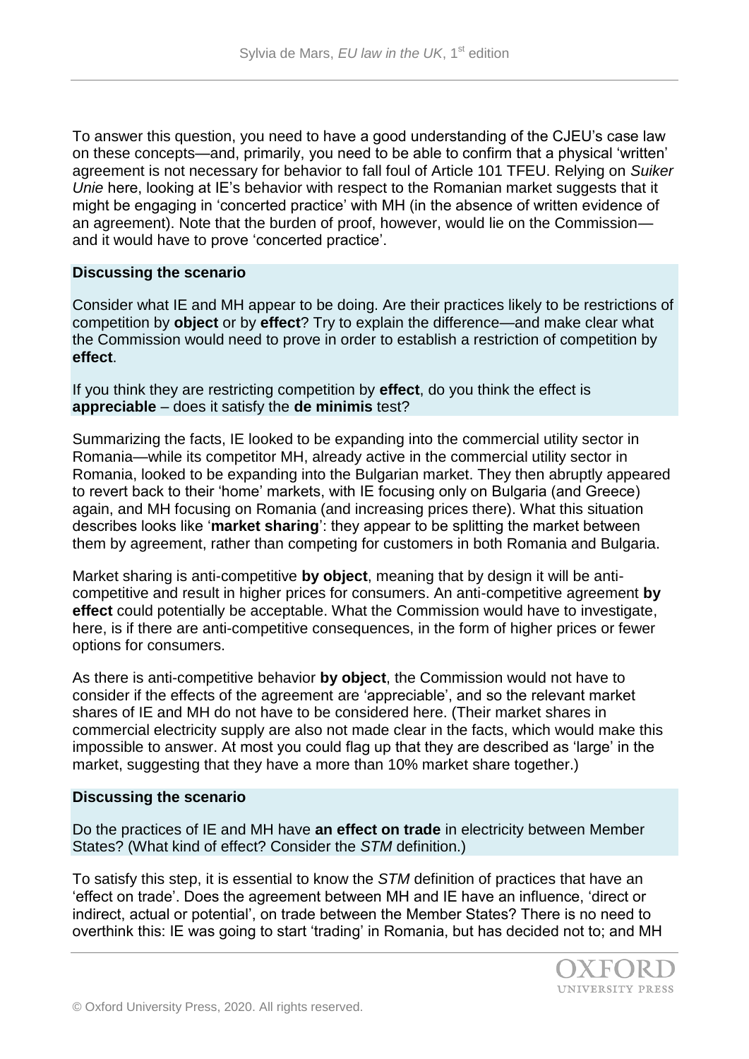To answer this question, you need to have a good understanding of the CJEU's case law on these concepts—and, primarily, you need to be able to confirm that a physical 'written' agreement is not necessary for behavior to fall foul of Article 101 TFEU. Relying on *Suiker Unie* here, looking at IE's behavior with respect to the Romanian market suggests that it might be engaging in 'concerted practice' with MH (in the absence of written evidence of an agreement). Note that the burden of proof, however, would lie on the Commission—and it would have to prove 'concerted practice'.

**Discussing the scenario**

Consider what IE and MH appear to be doing. Are their practices likely to be restrictions of competition by **object** or by **effect**? Try to explain the difference—and make clear what the Commission would need to prove in order to establish a restriction of competition by **effect**.

If you think they are restricting competition by **effect**, do you think the effect is **appreciable** – does it satisfy the **de minimis** test?

Summarizing the facts, IE looked to be expanding into the commercial utility sector in Romania—while its competitor MH, already active in the commercial utility sector in Romania, looked to be expanding into the Bulgarian market. They then abruptly appeared to revert back to their 'home' markets, with IE focusing only on Bulgaria (and Greece) again, and MH focusing on Romania (and increasing prices there). What this situation describes looks like '**market sharing**': they appear to be splitting the market between them by agreement, rather than competing for customers in both Romania and Bulgaria.

Market sharing is anti-competitive **by object**, meaning that by design it will be anti-competitive and result in higher prices for consumers. An anti-competitive agreement **by effect** could potentially be acceptable. What the Commission would have to investigate, here, is if there are anti-competitive consequences, in the form of higher prices or fewer options for consumers.

As there is anti-competitive behavior **by object**, the Commission would not have to consider if the effects of the agreement are 'appreciable', and so the relevant market shares of IE and MH do not have to be considered here. (Their market shares in commercial electricity supply are also not made clear in the facts, which would make this impossible to answer. At most you could flag up that they are described as 'large' in the market, suggesting that they have a more than 10% market share together.)

**Discussing the scenario**

Do the practices of IE and MH have **an effect on trade** in electricity between Member States? (What kind of effect? Consider the *STM* definition.)

To satisfy this step, it is essential to know the *STM* definition of practices that have an 'effect on trade'. Does the agreement between MH and IE have an influence, 'direct or indirect, actual or potential', on trade between the Member States? There is no need to overthink this: IE was going to start 'trading' in Romania, but has decided not to; and MH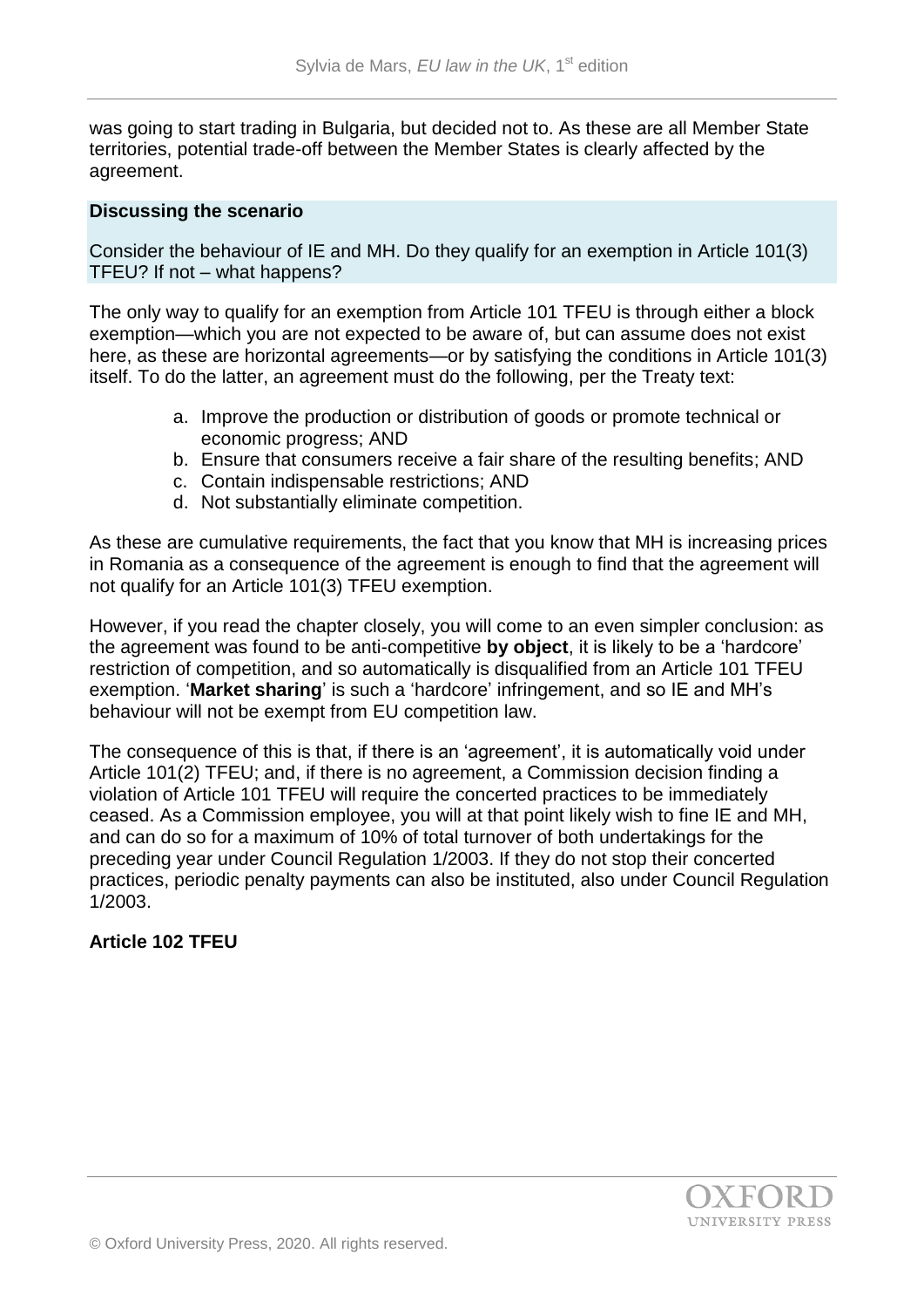was going to start trading in Bulgaria, but decided not to. As these are all Member State territories, potential trade-off between the Member States is clearly affected by the agreement.

**Discussing the scenario**

Consider the behaviour of IE and MH. Do they qualify for an exemption in Article 101(3) TFEU? If not – what happens?

The only way to qualify for an exemption from Article 101 TFEU is through either a block exemption—which you are not expected to be aware of, but can assume does not exist here, as these are horizontal agreements—or by satisfying the conditions in Article 101(3) itself. To do the latter, an agreement must do the following, per the Treaty text:

a. Improve the production or distribution of goods or promote technical or economic progress; AND
b. Ensure that consumers receive a fair share of the resulting benefits; AND
c. Contain indispensable restrictions; AND
d. Not substantially eliminate competition.

As these are cumulative requirements, the fact that you know that MH is increasing prices in Romania as a consequence of the agreement is enough to find that the agreement will not qualify for an Article 101(3) TFEU exemption.

However, if you read the chapter closely, you will come to an even simpler conclusion: as the agreement was found to be anti-competitive **by object**, it is likely to be a 'hardcore' restriction of competition, and so automatically is disqualified from an Article 101 TFEU exemption. '**Market sharing**' is such a 'hardcore' infringement, and so IE and MH's behaviour will not be exempt from EU competition law.

The consequence of this is that, if there is an 'agreement', it is automatically void under Article 101(2) TFEU; and, if there is no agreement, a Commission decision finding a violation of Article 101 TFEU will require the concerted practices to be immediately ceased. As a Commission employee, you will at that point likely wish to fine IE and MH, and can do so for a maximum of 10% of total turnover of both undertakings for the preceding year under Council Regulation 1/2003. If they do not stop their concerted practices, periodic penalty payments can also be instituted, also under Council Regulation 1/2003.

**Article 102 TFEU**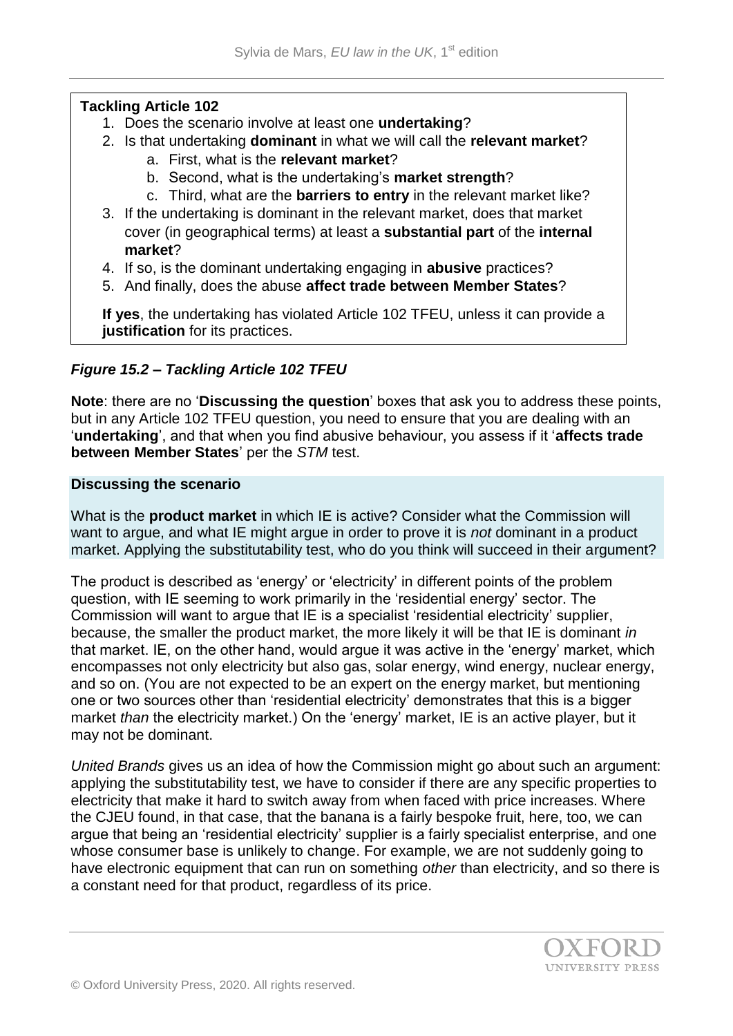**Tackling Article 102**

1. Does the scenario involve at least one **undertaking**?
2. Is that undertaking **dominant** in what we will call the **relevant market**?
   a. First, what is the **relevant market**?
   b. Second, what is the undertaking's **market strength**?
   c. Third, what are the **barriers to entry** in the relevant market like?
3. If the undertaking is dominant in the relevant market, does that market cover (in geographical terms) at least a **substantial part** of the **internal market**?
4. If so, is the dominant undertaking engaging in **abusive** practices?
5. And finally, does the abuse **affect trade between Member States**?

**If yes**, the undertaking has violated Article 102 TFEU, unless it can provide a **justification** for its practices.

***Figure 15.2 – Tackling Article 102 TFEU***

**Note**: there are no '**Discussing the question**' boxes that ask you to address these points, but in any Article 102 TFEU question, you need to ensure that you are dealing with an '**undertaking**', and that when you find abusive behaviour, you assess if it '**affects trade between Member States**' per the *STM* test.

**Discussing the scenario**

What is the **product market** in which IE is active? Consider what the Commission will want to argue, and what IE might argue in order to prove it is *not* dominant in a product market. Applying the substitutability test, who do you think will succeed in their argument?

The product is described as 'energy' or 'electricity' in different points of the problem question, with IE seeming to work primarily in the 'residential energy' sector. The Commission will want to argue that IE is a specialist 'residential electricity' supplier, because, the smaller the product market, the more likely it will be that IE is dominant *in* that market. IE, on the other hand, would argue it was active in the 'energy' market, which encompasses not only electricity but also gas, solar energy, wind energy, nuclear energy, and so on. (You are not expected to be an expert on the energy market, but mentioning one or two sources other than 'residential electricity' demonstrates that this is a bigger market *than* the electricity market.) On the 'energy' market, IE is an active player, but it may not be dominant.

*United Brands* gives us an idea of how the Commission might go about such an argument: applying the substitutability test, we have to consider if there are any specific properties to electricity that make it hard to switch away from when faced with price increases. Where the CJEU found, in that case, that the banana is a fairly bespoke fruit, here, too, we can argue that being an 'residential electricity' supplier is a fairly specialist enterprise, and one whose consumer base is unlikely to change. For example, we are not suddenly going to have electronic equipment that can run on something *other* than electricity, and so there is a constant need for that product, regardless of its price.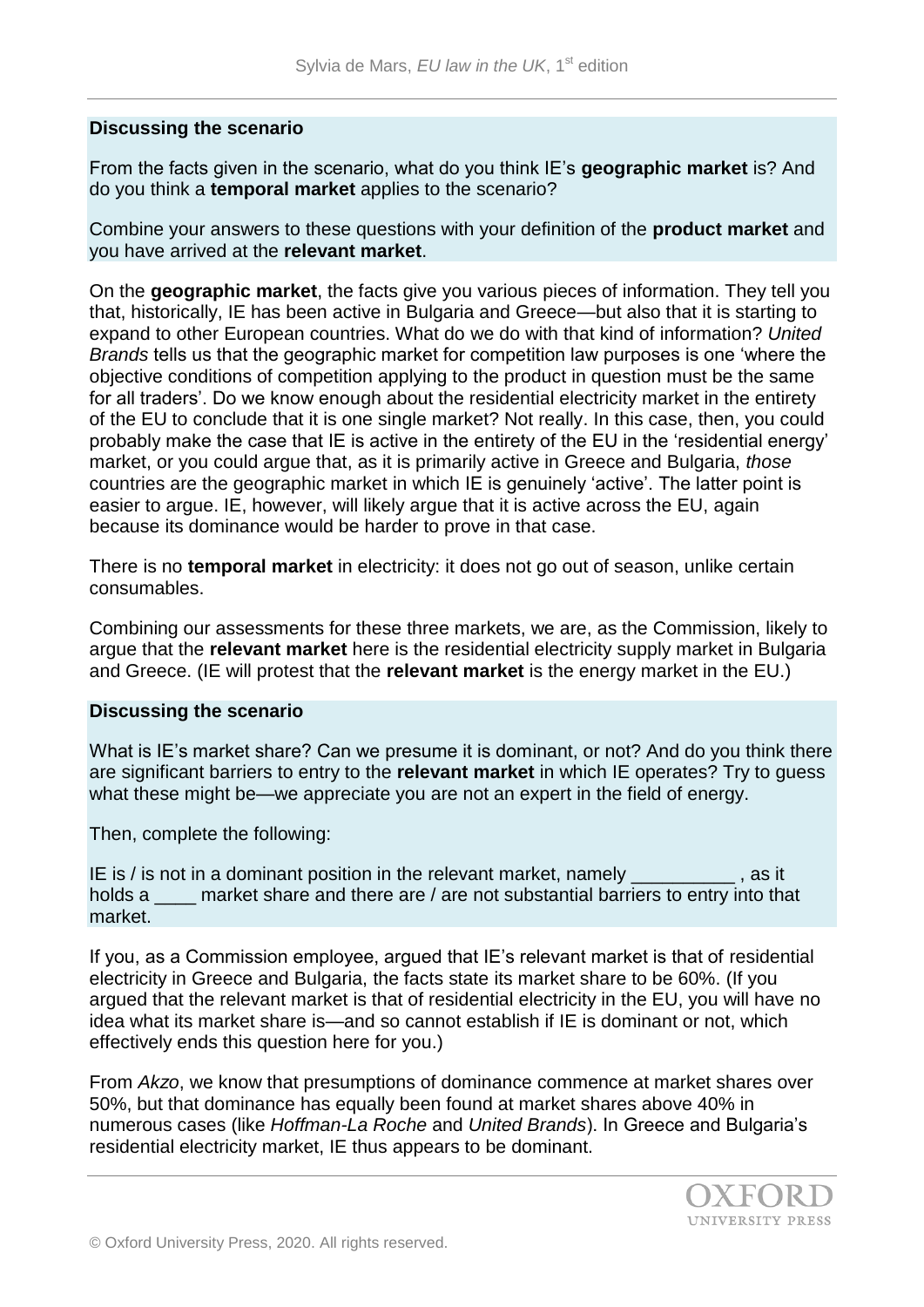**Discussing the scenario**

From the facts given in the scenario, what do you think IE's **geographic market** is? And do you think a **temporal market** applies to the scenario?

Combine your answers to these questions with your definition of the **product market** and you have arrived at the **relevant market**.

On the **geographic market**, the facts give you various pieces of information. They tell you that, historically, IE has been active in Bulgaria and Greece—but also that it is starting to expand to other European countries. What do we do with that kind of information? *United Brands* tells us that the geographic market for competition law purposes is one 'where the objective conditions of competition applying to the product in question must be the same for all traders'. Do we know enough about the residential electricity market in the entirety of the EU to conclude that it is one single market? Not really. In this case, then, you could probably make the case that IE is active in the entirety of the EU in the 'residential energy' market, or you could argue that, as it is primarily active in Greece and Bulgaria, *those* countries are the geographic market in which IE is genuinely 'active'. The latter point is easier to argue. IE, however, will likely argue that it is active across the EU, again because its dominance would be harder to prove in that case.

There is no **temporal market** in electricity: it does not go out of season, unlike certain consumables.

Combining our assessments for these three markets, we are, as the Commission, likely to argue that the **relevant market** here is the residential electricity supply market in Bulgaria and Greece. (IE will protest that the **relevant market** is the energy market in the EU.)

**Discussing the scenario**

What is IE's market share? Can we presume it is dominant, or not? And do you think there are significant barriers to entry to the **relevant market** in which IE operates? Try to guess what these might be—we appreciate you are not an expert in the field of energy.

Then, complete the following:

IE is / is not in a dominant position in the relevant market, namely __________ , as it holds a ____ market share and there are / are not substantial barriers to entry into that market.

If you, as a Commission employee, argued that IE's relevant market is that of residential electricity in Greece and Bulgaria, the facts state its market share to be 60%. (If you argued that the relevant market is that of residential electricity in the EU, you will have no idea what its market share is—and so cannot establish if IE is dominant or not, which effectively ends this question here for you.)

From *Akzo*, we know that presumptions of dominance commence at market shares over 50%, but that dominance has equally been found at market shares above 40% in numerous cases (like *Hoffman-La Roche* and *United Brands*). In Greece and Bulgaria's residential electricity market, IE thus appears to be dominant.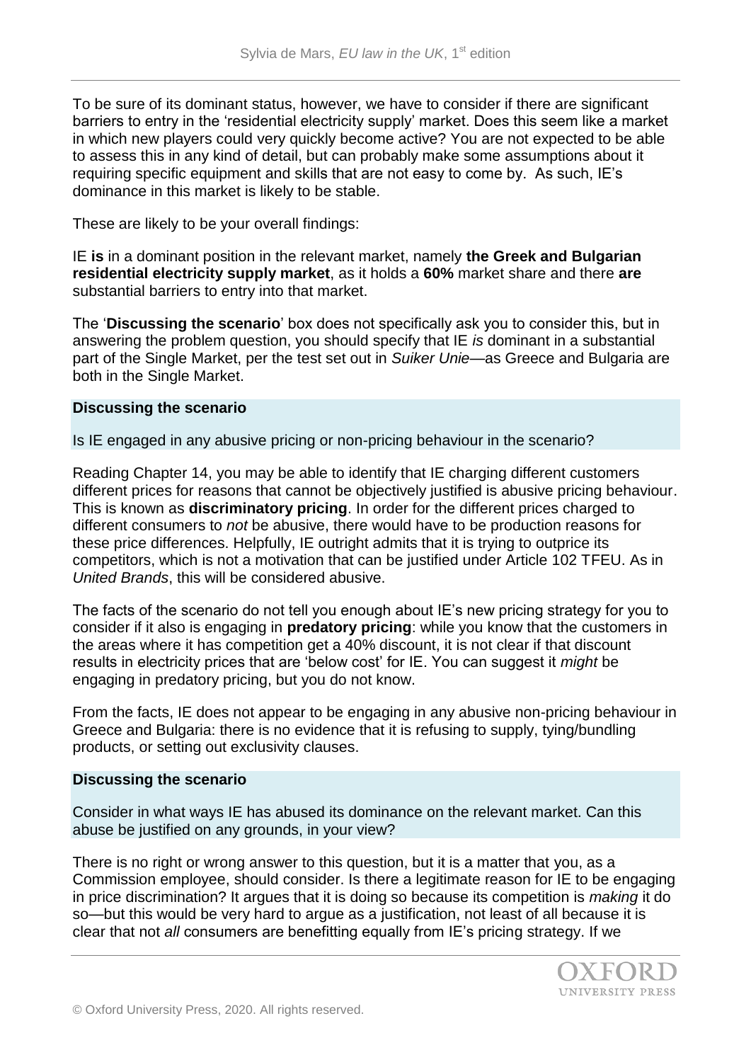To be sure of its dominant status, however, we have to consider if there are significant barriers to entry in the 'residential electricity supply' market. Does this seem like a market in which new players could very quickly become active? You are not expected to be able to assess this in any kind of detail, but can probably make some assumptions about it requiring specific equipment and skills that are not easy to come by. As such, IE's dominance in this market is likely to be stable.

These are likely to be your overall findings:

IE **is** in a dominant position in the relevant market, namely **the Greek and Bulgarian residential electricity supply market**, as it holds a **60%** market share and there **are** substantial barriers to entry into that market.

The '**Discussing the scenario**' box does not specifically ask you to consider this, but in answering the problem question, you should specify that IE *is* dominant in a substantial part of the Single Market, per the test set out in *Suiker Unie*—as Greece and Bulgaria are both in the Single Market.

**Discussing the scenario**

Is IE engaged in any abusive pricing or non-pricing behaviour in the scenario?

Reading Chapter 14, you may be able to identify that IE charging different customers different prices for reasons that cannot be objectively justified is abusive pricing behaviour. This is known as **discriminatory pricing**. In order for the different prices charged to different consumers to *not* be abusive, there would have to be production reasons for these price differences. Helpfully, IE outright admits that it is trying to outprice its competitors, which is not a motivation that can be justified under Article 102 TFEU. As in *United Brands*, this will be considered abusive.

The facts of the scenario do not tell you enough about IE's new pricing strategy for you to consider if it also is engaging in **predatory pricing**: while you know that the customers in the areas where it has competition get a 40% discount, it is not clear if that discount results in electricity prices that are 'below cost' for IE. You can suggest it *might* be engaging in predatory pricing, but you do not know.

From the facts, IE does not appear to be engaging in any abusive non-pricing behaviour in Greece and Bulgaria: there is no evidence that it is refusing to supply, tying/bundling products, or setting out exclusivity clauses.

**Discussing the scenario**

Consider in what ways IE has abused its dominance on the relevant market. Can this abuse be justified on any grounds, in your view?

There is no right or wrong answer to this question, but it is a matter that you, as a Commission employee, should consider. Is there a legitimate reason for IE to be engaging in price discrimination? It argues that it is doing so because its competition is *making* it do so—but this would be very hard to argue as a justification, not least of all because it is clear that not *all* consumers are benefitting equally from IE's pricing strategy. If we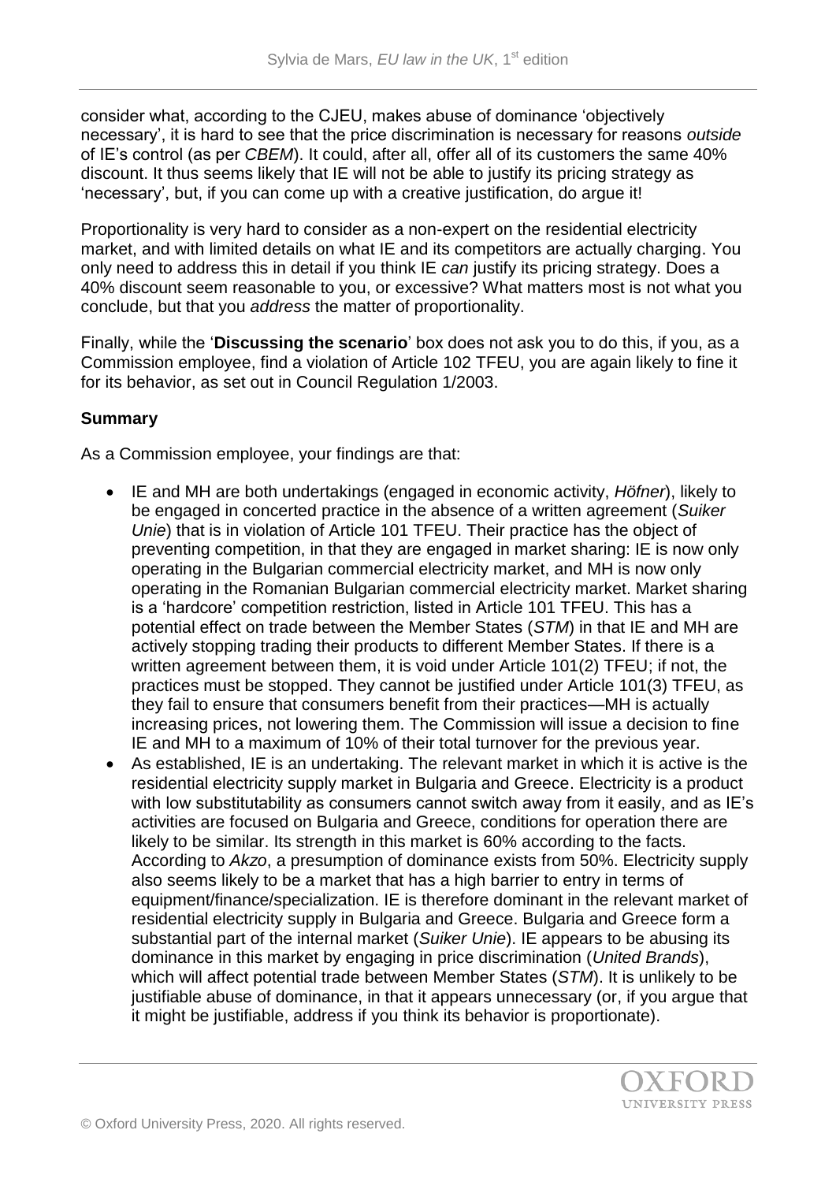consider what, according to the CJEU, makes abuse of dominance 'objectively necessary', it is hard to see that the price discrimination is necessary for reasons *outside* of IE's control (as per *CBEM*). It could, after all, offer all of its customers the same 40% discount. It thus seems likely that IE will not be able to justify its pricing strategy as 'necessary', but, if you can come up with a creative justification, do argue it!

Proportionality is very hard to consider as a non-expert on the residential electricity market, and with limited details on what IE and its competitors are actually charging. You only need to address this in detail if you think IE *can* justify its pricing strategy. Does a 40% discount seem reasonable to you, or excessive? What matters most is not what you conclude, but that you *address* the matter of proportionality.

Finally, while the '**Discussing the scenario**' box does not ask you to do this, if you, as a Commission employee, find a violation of Article 102 TFEU, you are again likely to fine it for its behavior, as set out in Council Regulation 1/2003.

**Summary**

As a Commission employee, your findings are that:

- IE and MH are both undertakings (engaged in economic activity, *Höfner*), likely to be engaged in concerted practice in the absence of a written agreement (*Suiker Unie*) that is in violation of Article 101 TFEU. Their practice has the object of preventing competition, in that they are engaged in market sharing: IE is now only operating in the Bulgarian commercial electricity market, and MH is now only operating in the Romanian Bulgarian commercial electricity market. Market sharing is a 'hardcore' competition restriction, listed in Article 101 TFEU. This has a potential effect on trade between the Member States (*STM*) in that IE and MH are actively stopping trading their products to different Member States. If there is a written agreement between them, it is void under Article 101(2) TFEU; if not, the practices must be stopped. They cannot be justified under Article 101(3) TFEU, as they fail to ensure that consumers benefit from their practices—MH is actually increasing prices, not lowering them. The Commission will issue a decision to fine IE and MH to a maximum of 10% of their total turnover for the previous year.
- As established, IE is an undertaking. The relevant market in which it is active is the residential electricity supply market in Bulgaria and Greece. Electricity is a product with low substitutability as consumers cannot switch away from it easily, and as IE's activities are focused on Bulgaria and Greece, conditions for operation there are likely to be similar. Its strength in this market is 60% according to the facts. According to *Akzo*, a presumption of dominance exists from 50%. Electricity supply also seems likely to be a market that has a high barrier to entry in terms of equipment/finance/specialization. IE is therefore dominant in the relevant market of residential electricity supply in Bulgaria and Greece. Bulgaria and Greece form a substantial part of the internal market (*Suiker Unie*). IE appears to be abusing its dominance in this market by engaging in price discrimination (*United Brands*), which will affect potential trade between Member States (*STM*). It is unlikely to be justifiable abuse of dominance, in that it appears unnecessary (or, if you argue that it might be justifiable, address if you think its behavior is proportionate).